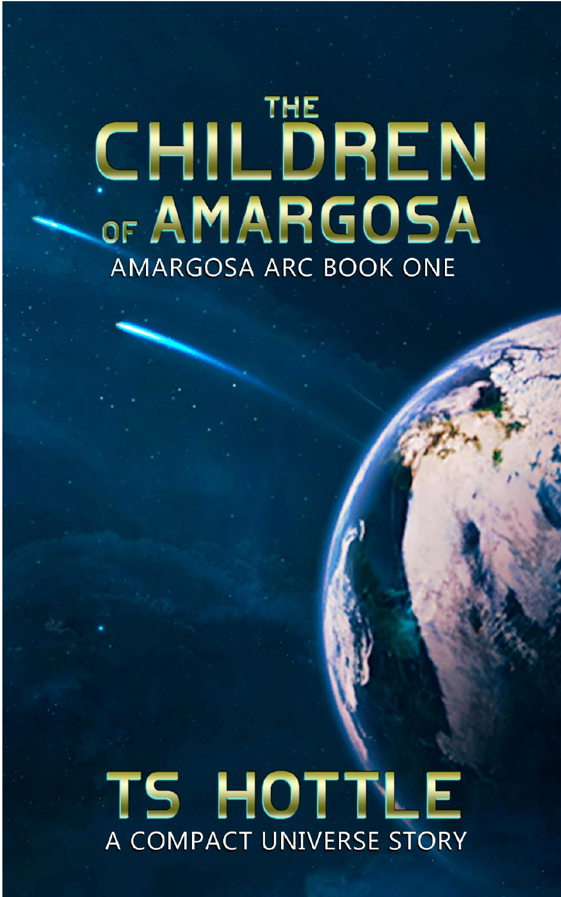# THE CHILDREN OF AMARGOSA

AMARGOSA ARC BOOK ONE

TS HOTTLE

A COMPACT UNIVERSE STORY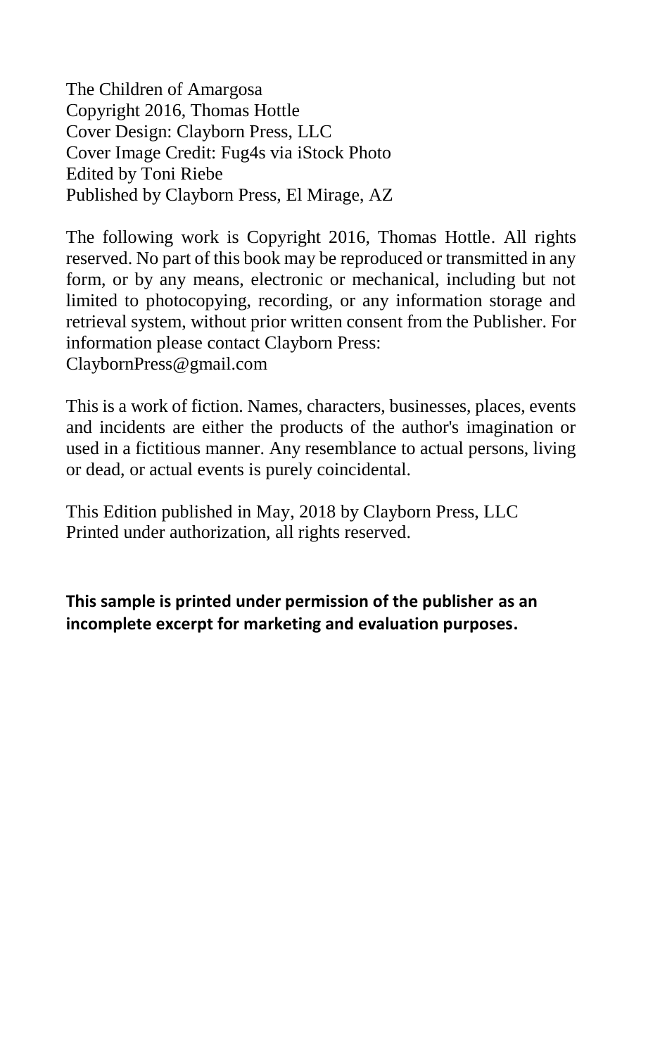The Children of Amargosa
Copyright 2016, Thomas Hottle
Cover Design: Clayborn Press, LLC
Cover Image Credit: Fug4s via iStock Photo
Edited by Toni Riebe
Published by Clayborn Press, El Mirage, AZ

The following work is Copyright 2016, Thomas Hottle. All rights reserved. No part of this book may be reproduced or transmitted in any form, or by any means, electronic or mechanical, including but not limited to photocopying, recording, or any information storage and retrieval system, without prior written consent from the Publisher. For information please contact Clayborn Press:
ClaybornPress@gmail.com

This is a work of fiction. Names, characters, businesses, places, events and incidents are either the products of the author's imagination or used in a fictitious manner. Any resemblance to actual persons, living or dead, or actual events is purely coincidental.

This Edition published in May, 2018 by Clayborn Press, LLC
Printed under authorization, all rights reserved.

**This sample is printed under permission of the publisher as an incomplete excerpt for marketing and evaluation purposes.**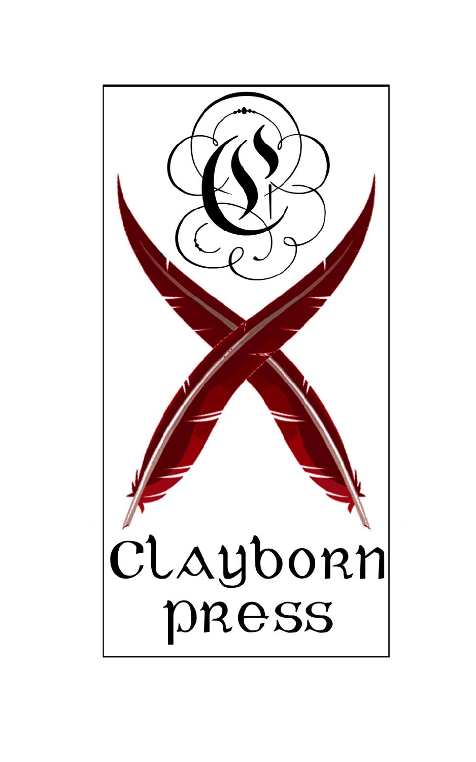Clayborn
press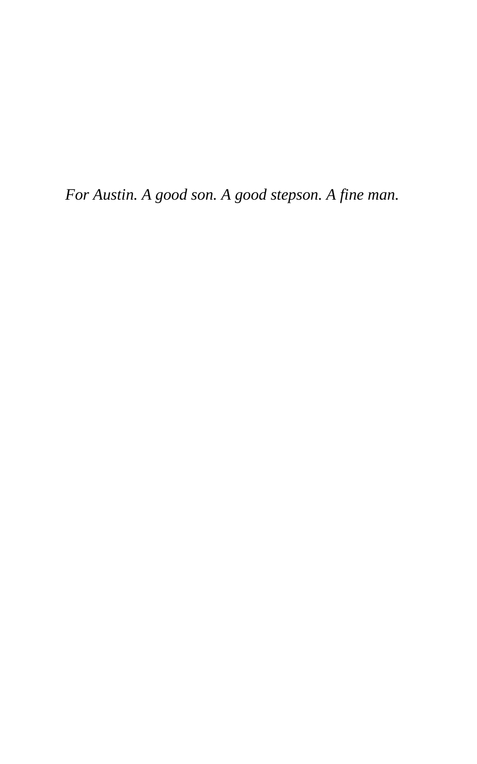*For Austin. A good son. A good stepson. A fine man.*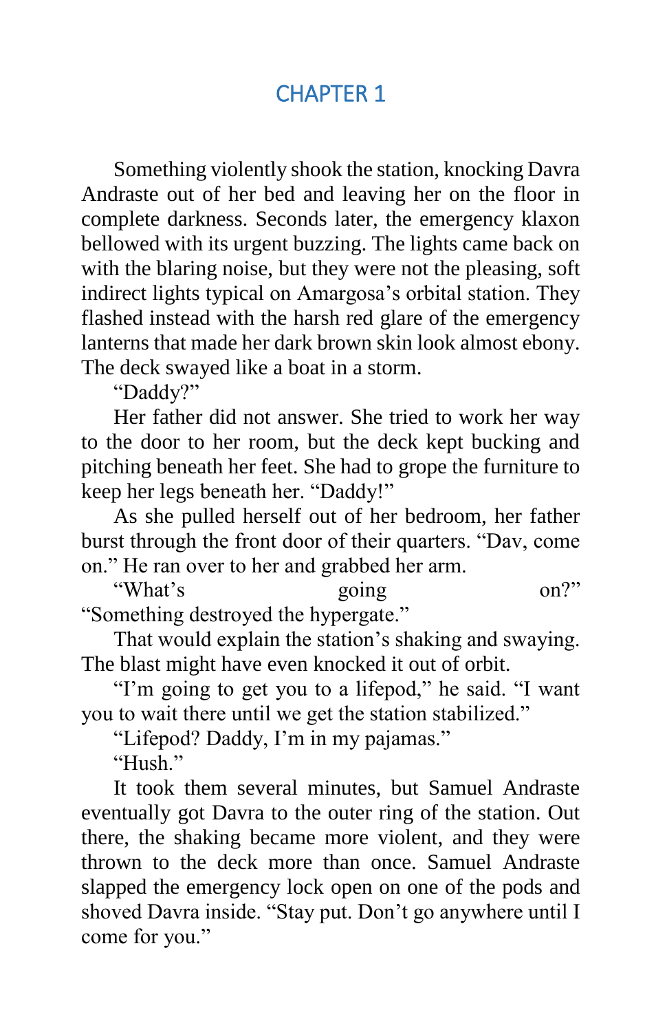# CHAPTER 1

Something violently shook the station, knocking Davra Andraste out of her bed and leaving her on the floor in complete darkness. Seconds later, the emergency klaxon bellowed with its urgent buzzing. The lights came back on with the blaring noise, but they were not the pleasing, soft indirect lights typical on Amargosa's orbital station. They flashed instead with the harsh red glare of the emergency lanterns that made her dark brown skin look almost ebony. The deck swayed like a boat in a storm.

"Daddy?"

Her father did not answer. She tried to work her way to the door to her room, but the deck kept bucking and pitching beneath her feet. She had to grope the furniture to keep her legs beneath her. "Daddy!"

As she pulled herself out of her bedroom, her father burst through the front door of their quarters. "Dav, come on." He ran over to her and grabbed her arm.

"What's going on?"

"Something destroyed the hypergate."

That would explain the station's shaking and swaying. The blast might have even knocked it out of orbit.

"I'm going to get you to a lifepod," he said. "I want you to wait there until we get the station stabilized."

"Lifepod? Daddy, I'm in my pajamas."

"Hush."

It took them several minutes, but Samuel Andraste eventually got Davra to the outer ring of the station. Out there, the shaking became more violent, and they were thrown to the deck more than once. Samuel Andraste slapped the emergency lock open on one of the pods and shoved Davra inside. "Stay put. Don't go anywhere until I come for you."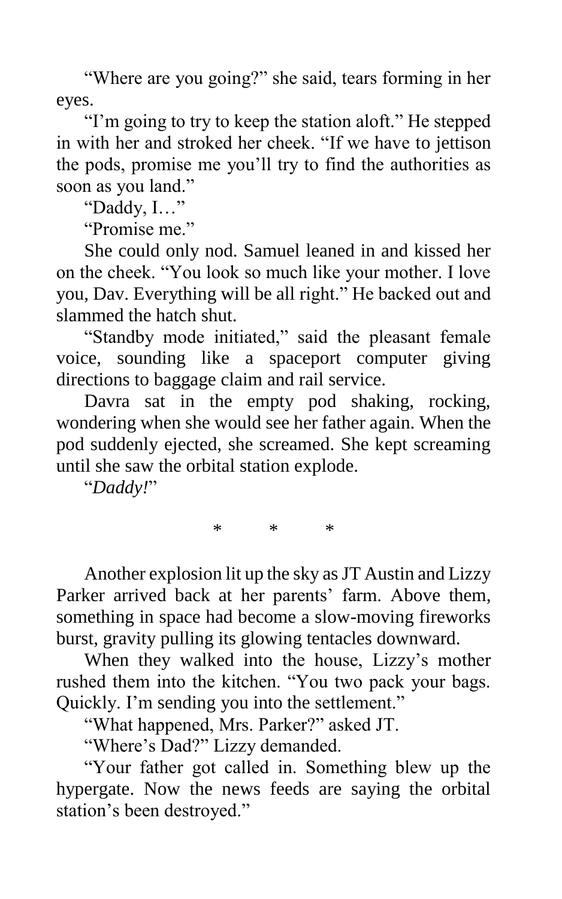"Where are you going?" she said, tears forming in her eyes.

"I'm going to try to keep the station aloft." He stepped in with her and stroked her cheek. "If we have to jettison the pods, promise me you'll try to find the authorities as soon as you land."

"Daddy, I…"

"Promise me."

She could only nod. Samuel leaned in and kissed her on the cheek. "You look so much like your mother. I love you, Dav. Everything will be all right." He backed out and slammed the hatch shut.

"Standby mode initiated," said the pleasant female voice, sounding like a spaceport computer giving directions to baggage claim and rail service.

Davra sat in the empty pod shaking, rocking, wondering when she would see her father again. When the pod suddenly ejected, she screamed. She kept screaming until she saw the orbital station explode.

"*Daddy!*"

\* \* \*

Another explosion lit up the sky as JT Austin and Lizzy Parker arrived back at her parents' farm. Above them, something in space had become a slow-moving fireworks burst, gravity pulling its glowing tentacles downward.

When they walked into the house, Lizzy's mother rushed them into the kitchen. "You two pack your bags. Quickly. I'm sending you into the settlement."

"What happened, Mrs. Parker?" asked JT.

"Where's Dad?" Lizzy demanded.

"Your father got called in. Something blew up the hypergate. Now the news feeds are saying the orbital station's been destroyed."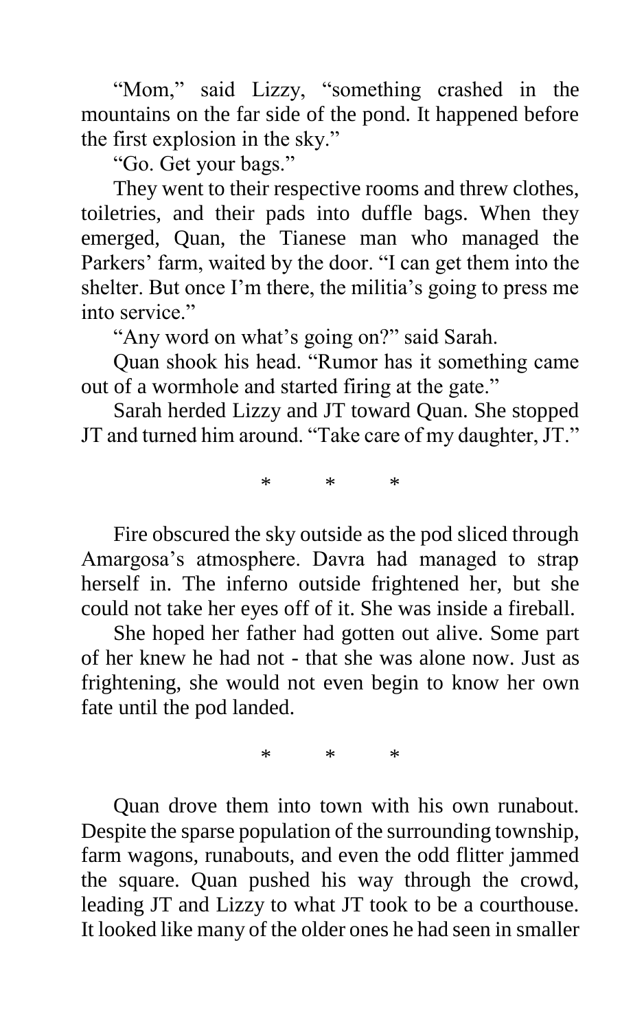"Mom," said Lizzy, "something crashed in the mountains on the far side of the pond. It happened before the first explosion in the sky."

"Go. Get your bags."

They went to their respective rooms and threw clothes, toiletries, and their pads into duffle bags. When they emerged, Quan, the Tianese man who managed the Parkers' farm, waited by the door. "I can get them into the shelter. But once I'm there, the militia's going to press me into service."

"Any word on what's going on?" said Sarah.

Quan shook his head. "Rumor has it something came out of a wormhole and started firing at the gate."

Sarah herded Lizzy and JT toward Quan. She stopped JT and turned him around. "Take care of my daughter, JT."

\* \* \*

Fire obscured the sky outside as the pod sliced through Amargosa's atmosphere. Davra had managed to strap herself in. The inferno outside frightened her, but she could not take her eyes off of it. She was inside a fireball.

She hoped her father had gotten out alive. Some part of her knew he had not - that she was alone now. Just as frightening, she would not even begin to know her own fate until the pod landed.

\* \* \*

Quan drove them into town with his own runabout. Despite the sparse population of the surrounding township, farm wagons, runabouts, and even the odd flitter jammed the square. Quan pushed his way through the crowd, leading JT and Lizzy to what JT took to be a courthouse. It looked like many of the older ones he had seen in smaller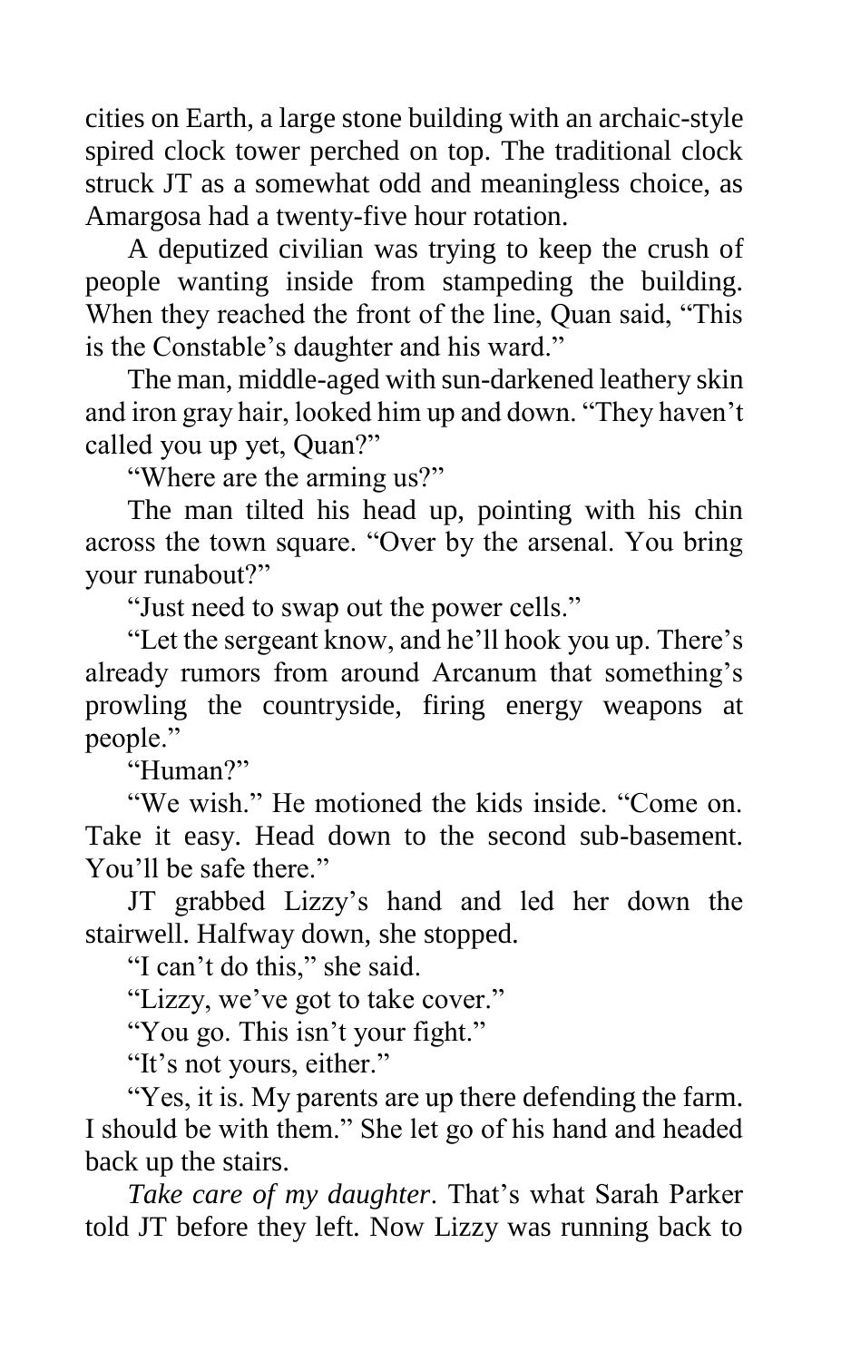cities on Earth, a large stone building with an archaic-style spired clock tower perched on top. The traditional clock struck JT as a somewhat odd and meaningless choice, as Amargosa had a twenty-five hour rotation.

A deputized civilian was trying to keep the crush of people wanting inside from stampeding the building. When they reached the front of the line, Quan said, "This is the Constable's daughter and his ward."

The man, middle-aged with sun-darkened leathery skin and iron gray hair, looked him up and down. "They haven't called you up yet, Quan?"

"Where are the arming us?"

The man tilted his head up, pointing with his chin across the town square. "Over by the arsenal. You bring your runabout?"

"Just need to swap out the power cells."

"Let the sergeant know, and he'll hook you up. There's already rumors from around Arcanum that something's prowling the countryside, firing energy weapons at people."

"Human?"

"We wish." He motioned the kids inside. "Come on. Take it easy. Head down to the second sub-basement. You'll be safe there."

JT grabbed Lizzy's hand and led her down the stairwell. Halfway down, she stopped.

"I can't do this," she said.

"Lizzy, we've got to take cover."

"You go. This isn't your fight."

"It's not yours, either."

"Yes, it is. My parents are up there defending the farm. I should be with them." She let go of his hand and headed back up the stairs.

*Take care of my daughter*. That's what Sarah Parker told JT before they left. Now Lizzy was running back to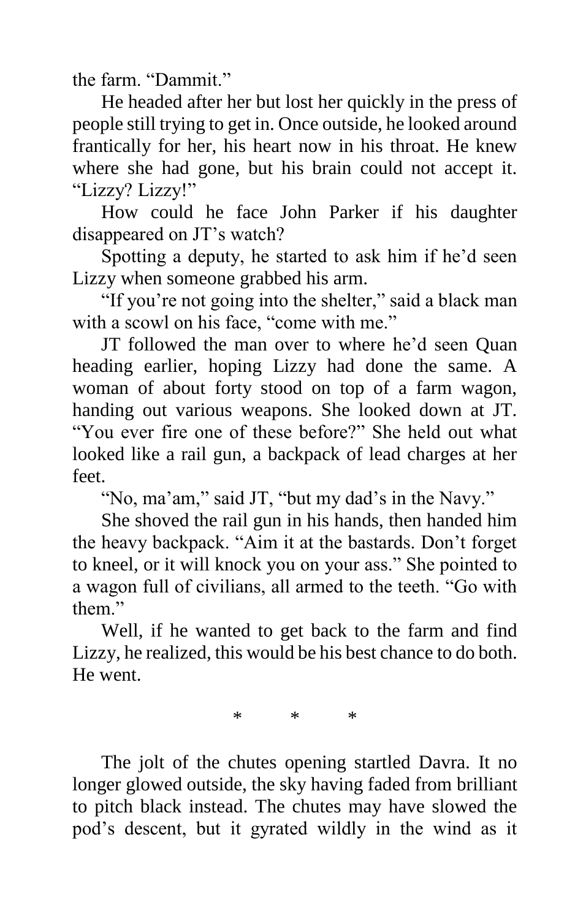the farm. "Dammit."

He headed after her but lost her quickly in the press of people still trying to get in. Once outside, he looked around frantically for her, his heart now in his throat. He knew where she had gone, but his brain could not accept it. "Lizzy? Lizzy!"

How could he face John Parker if his daughter disappeared on JT's watch?

Spotting a deputy, he started to ask him if he'd seen Lizzy when someone grabbed his arm.

"If you're not going into the shelter," said a black man with a scowl on his face, "come with me."

JT followed the man over to where he'd seen Quan heading earlier, hoping Lizzy had done the same. A woman of about forty stood on top of a farm wagon, handing out various weapons. She looked down at JT. "You ever fire one of these before?" She held out what looked like a rail gun, a backpack of lead charges at her feet.

"No, ma'am," said JT, "but my dad's in the Navy."

She shoved the rail gun in his hands, then handed him the heavy backpack. "Aim it at the bastards. Don't forget to kneel, or it will knock you on your ass." She pointed to a wagon full of civilians, all armed to the teeth. "Go with them."

Well, if he wanted to get back to the farm and find Lizzy, he realized, this would be his best chance to do both. He went.

\* \* \*

The jolt of the chutes opening startled Davra. It no longer glowed outside, the sky having faded from brilliant to pitch black instead. The chutes may have slowed the pod's descent, but it gyrated wildly in the wind as it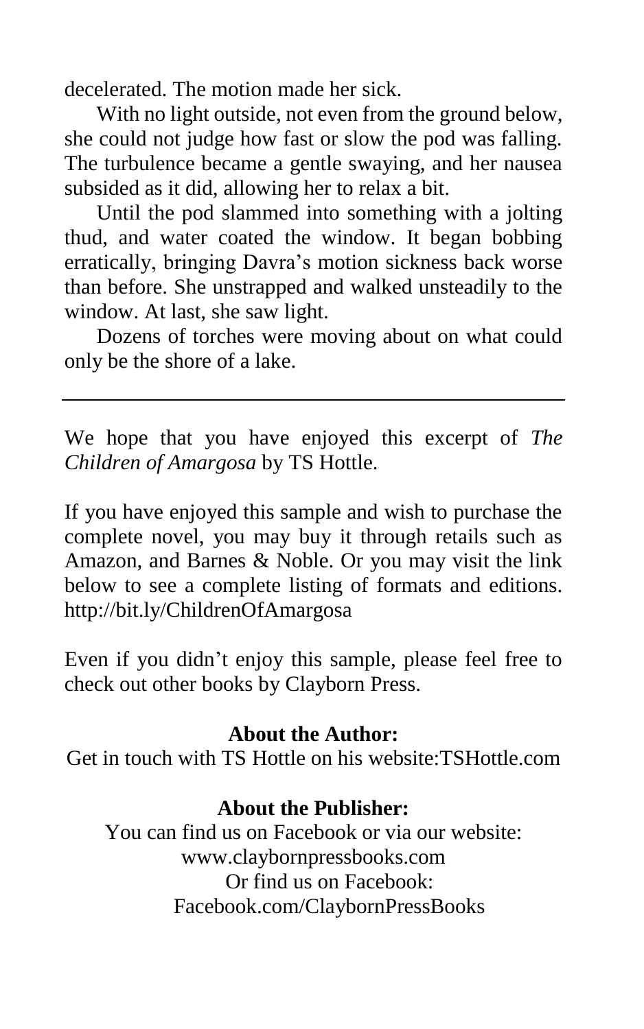decelerated. The motion made her sick.

With no light outside, not even from the ground below, she could not judge how fast or slow the pod was falling. The turbulence became a gentle swaying, and her nausea subsided as it did, allowing her to relax a bit.

Until the pod slammed into something with a jolting thud, and water coated the window. It began bobbing erratically, bringing Davra's motion sickness back worse than before. She unstrapped and walked unsteadily to the window. At last, she saw light.

Dozens of torches were moving about on what could only be the shore of a lake.

---

We hope that you have enjoyed this excerpt of *The Children of Amargosa* by TS Hottle.

If you have enjoyed this sample and wish to purchase the complete novel, you may buy it through retails such as Amazon, and Barnes & Noble. Or you may visit the link below to see a complete listing of formats and editions. http://bit.ly/ChildrenOfAmargosa

Even if you didn't enjoy this sample, please feel free to check out other books by Clayborn Press.

**About the Author:**

Get in touch with TS Hottle on his website:TSHottle.com

**About the Publisher:**

You can find us on Facebook or via our website:
www.claybornpressbooks.com
Or find us on Facebook:
Facebook.com/ClaybornPressBooks